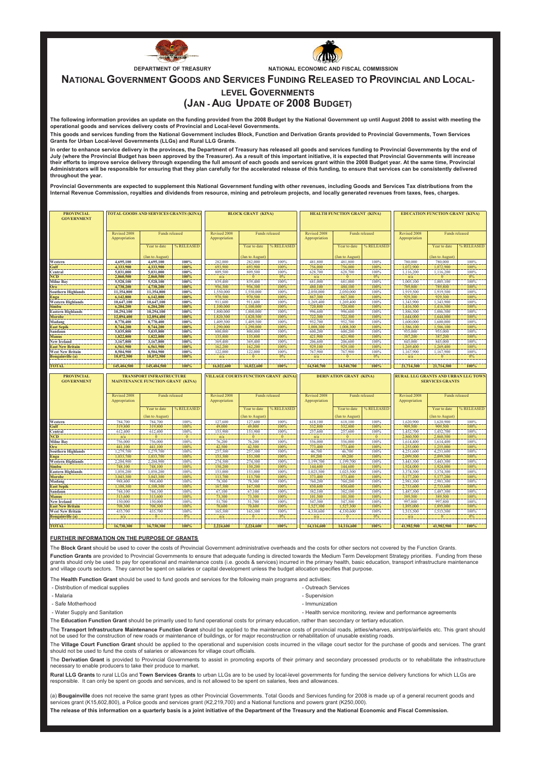DEPARTMENT OF TREASURY — NATIONAL ECONOMIC AND FISCAL COMMISSION

# National Government Goods and Services Funding Released to Provincial and Local-level Governments

## (Jan - Aug Update of 2008 Budget)

**The following information provides an update on the funding provided from the 2008 Budget by the National Government up until August 2008 to assist with meeting the operational goods and services delivery costs of Provincial and Local-level Governments.**

**This goods and services funding from the National Government includes Block, Function and Derivation Grants provided to Provincial Governments, Town Services Grants for Urban Local-level Governments (LLGs) and Rural LLG Grants.**

**In order to enhance service delivery in the provinces, the Department of Treasury has released all goods and services funding to Provincial Governments by the end of July (where the Provincial Budget has been approved by the Treasurer). As a result of this important initiative, it is expected that Provincial Governments will increase their efforts to improve service delivery through expending the full amount of each goods and services grant within the 2008 Budget year. At the same time, Provincial Administrators will be responsible for ensuring that they plan carefully for the accelerated release of this funding, to ensure that services can be consistently delivered throughout the year.**

**Provincial Governments are expected to supplement this National Government funding with other revenues, including Goods and Services Tax distributions from the Internal Revenue Commission, royalties and dividends from resource, mining and petroleum projects, and locally generated revenues from taxes, fees, charges.**

| PROVINCIAL GOVERNMENT | TOTAL GOODS AND SERVICES GRANTS (KINA) | | | BLOCK GRANT (KINA) | | | HEALTH FUNCTION GRANT (KINA) | | | EDUCATION FUNCTION GRANT (KINA) | | |
|---|---|---|---|---|---|---|---|---|---|---|---|---|
| | Revised 2008 Appropriation | Funds released | | Revised 2008 Appropriation | Funds released | | Revised 2008 Appropriation | Funds released | | Revised 2008 Appropriation | Funds released | |
| | | Year to date (Jan to August) | % RELEASED | | Year to date (Jan to August) | % RELEASED | | Year to date (Jan to August) | % RELEASED | | Year to date (Jan to August) | % RELEASED |
| Western | 4,695,100 | 4,695,100 | 100% | 282,000 | 282,000 | 100% | 481,800 | 481,800 | 100% | 780,000 | 780,000 | 100% |
| Gulf | 4,333,900 | 4,333,900 | 100% | 693,900 | 693,900 | 100% | 756,000 | 756,000 | 100% | 1,072,900 | 1,072,900 | 100% |
| Central | 5,031,000 | 5,031,000 | 100% | 809,500 | 809,500 | 100% | 628,700 | 628,700 | 100% | 1,116,200 | 1,116,200 | 100% |
| NCD | 2,860,500 | 2,860,500 | 100% | n/a | 0 | 0% | n/a | 0 | 0% | n/a | 0 | 0% |
| Milne Bay | 5,528,100 | 5,528,100 | 100% | 839,400 | 839,400 | 100% | 681,000 | 681,000 | 100% | 1,005,100 | 1,005,100 | 100% |
| Oro | 4,738,200 | 4,738,200 | 100% | 956,300 | 956,300 | 100% | 480,100 | 480,100 | 100% | 789,800 | 789,800 | 100% |
| Southern Highlands | 11,354,800 | 11,354,800 | 100% | 1,550,000 | 1,550,000 | 100% | 2,050,000 | 2,050,000 | 100% | 1,919,500 | 1,919,500 | 100% |
| Enga | 6,142,800 | 6,142,800 | 100% | 970,500 | 970,500 | 100% | 867,300 | 867,300 | 100% | 929,300 | 929,300 | 100% |
| Western Highlands | 10,647,100 | 10,647,100 | 100% | 911,600 | 911,600 | 100% | 1,269,400 | 1,269,400 | 100% | 1,343,900 | 1,343,900 | 100% |
| Simbu | 6,204,200 | 6,204,200 | 100% | 1,100,000 | 1,100,000 | 100% | 720,800 | 720,800 | 100% | 1,416,500 | 1,416,500 | 100% |
| Eastern Highlands | 10,294,100 | 10,294,100 | 100% | 1,800,000 | 1,800,000 | 100% | 996,600 | 996,600 | 100% | 1,886,500 | 1,886,500 | 100% |
| Morobe | 12,894,400 | 12,894,400 | 100% | 1,820,500 | 1,820,500 | 100% | 722,300 | 722,300 | 100% | 1,644,000 | 1,644,000 | 100% |
| Madang | 8,770,400 | 8,770,400 | 100% | 1,409,500 | 1,409,500 | 100% | 952,700 | 952,700 | 100% | 1,600,000 | 1,600,000 | 100% |
| East Sepik | 8,744,200 | 8,744,200 | 100% | 1,290,000 | 1,290,000 | 100% | 1,008,300 | 1,008,300 | 100% | 1,586,100 | 1,586,100 | 100% |
| Sandaun | 5,035,800 | 5,035,800 | 100% | 800,000 | 800,000 | 100% | 600,200 | 600,200 | 100% | 955,000 | 955,000 | 100% |
| Manus | 1,822,800 | 1,822,800 | 100% | 135,800 | 135,800 | 100% | 421,900 | 421,900 | 100% | 387,200 | 387,200 | 100% |
| New Ireland | 3,167,800 | 3,167,800 | 100% | 369,400 | 369,400 | 100% | 206,600 | 206,600 | 100% | 845,000 | 845,000 | 100% |
| East New Britain | 6,561,900 | 6,561,900 | 100% | 162,200 | 162,200 | 100% | 929,100 | 929,100 | 100% | 1,269,400 | 1,269,400 | 100% |
| West New Britain | 8,504,900 | 8,504,900 | 100% | 122,000 | 122,000 | 100% | 767,900 | 767,900 | 100% | 1,167,900 | 1,167,900 | 100% |
| Bougainville (a) | 18,072,500 | 18,072,500 | 100% | n/a | 0 | 0% | n/a | 0 | 0% | n/a | 0 | 0% |
| TOTAL | 145,404,500 | 145,404,500 | 100% | 16,022,600 | 16,022,600 | 100% | 14,540,700 | 14,540,700 | 100% | 21,714,300 | 21,714,300 | 100% |

| PROVINCIAL GOVERNMENT | TRANSPORT INFRASTRUCTURE MAINTENANCE FUNCTION GRANT (KINA) | | | VILLAGE COURTS FUNCTION GRANT (KINA) | | | DERIVATION GRANT (KINA) | | | RURAL LLG GRANTS AND URBAN LLG TOWN SERVICES GRANTS | | |
|---|---|---|---|---|---|---|---|---|---|---|---|---|
| | Revised 2008 Appropriation | Funds released | | Revised 2008 Appropriation | Funds released | | Revised 2008 Appropriation | Funds released | | Revised 2008 Appropriation | Funds released | |
| | | Year to date (Jan to August) | % RELEASED | | Year to date (Jan to August) | % RELEASED | | Year to date (Jan to August) | % RELEASED | | Year to date (Jan to August) | % RELEASED |
| Western | 784,700 | 784,700 | 100% | 127,600 | 127,600 | 100% | 618,100 | 618,100 | 100% | 1,620,900 | 1,620,900 | 100% |
| Gulf | 319,800 | 319,800 | 100% | 49,000 | 49,000 | 100% | 532,800 | 532,800 | 100% | 909,500 | 909,500 | 100% |
| Central | 612,400 | 612,400 | 100% | 155,900 | 155,900 | 100% | 257,600 | 257,600 | 100% | 1,452,700 | 1,452,700 | 100% |
| NCD | n/a | 0 | 0 | n/a | 0 | 0 | n/a | 0 | 0 | 2,860,500 | 2,860,500 | 100% |
| Milne Bay | 756,000 | 756,000 | 100% | 76,200 | 76,200 | 100% | 556,000 | 556,000 | 100% | 1,614,400 | 1,614,400 | 100% |
| Oro | 441,100 | 441,100 | 100% | 42,500 | 42,500 | 100% | 773,400 | 773,400 | 100% | 1,255,000 | 1,255,000 | 100% |
| Southern Highlands | 1,279,700 | 1,279,700 | 100% | 257,300 | 257,300 | 100% | 46,700 | 46,700 | 100% | 4,251,600 | 4,251,600 | 100% |
| Enga | 1,033,700 | 1,033,700 | 100% | 153,300 | 153,300 | 100% | 89,200 | 89,200 | 100% | 2,099,500 | 2,099,500 | 100% |
| Western Highlands | 2,204,900 | 2,204,900 | 100% | 274,300 | 274,300 | 100% | 1,199,700 | 1,199,700 | 100% | 3,443,300 | 3,443,300 | 100% |
| Simbu | 748,100 | 748,100 | 100% | 150,200 | 150,200 | 100% | 144,600 | 144,600 | 100% | 1,924,000 | 1,924,000 | 100% |
| Eastern Highlands | 1,058,200 | 1,058,200 | 100% | 153,000 | 153,000 | 100% | 1,025,500 | 1,025,500 | 100% | 3,374,300 | 3,374,300 | 100% |
| Morobe | 3,043,300 | 3,043,300 | 100% | 113,700 | 113,700 | 100% | 373,400 | 373,400 | 100% | 5,177,200 | 5,177,200 | 100% |
| Madang | 968,400 | 968,400 | 100% | 78,300 | 78,300 | 100% | 760,200 | 760,200 | 100% | 2,981,300 | 2,981,300 | 100% |
| East Sepik | 1,108,300 | 1,108,300 | 100% | 167,300 | 167,300 | 100% | 850,600 | 850,600 | 100% | 2,733,600 | 2,733,600 | 100% |
| Sandaun | 744,100 | 744,100 | 100% | 67,100 | 67,100 | 100% | 382,100 | 382,100 | 100% | 1,487,300 | 1,487,300 | 100% |
| Manus | 313,600 | 313,600 | 100% | 73,300 | 73,300 | 100% | 101,500 | 101,500 | 100% | 389,500 | 389,500 | 100% |
| New Ireland | 150,000 | 150,000 | 100% | 51,700 | 51,700 | 100% | 547,300 | 547,300 | 100% | 997,800 | 997,800 | 100% |
| East New Britain | 708,300 | 708,300 | 100% | 70,600 | 70,600 | 100% | 1,527,300 | 1,527,300 | 100% | 1,895,000 | 1,895,000 | 100% |
| West New Britain | 435,700 | 435,700 | 100% | 165,300 | 165,300 | 100% | 4,330,600 | 4,330,600 | 100% | 1,515,500 | 1,515,500 | 100% |
| Bougainville (a) | n/a | 0 | 0% | n/a | 0 | 0% | n/a | 0 | 0% | n/a | 0 | 0% |
| TOTAL | 16,730,300 | 16,730,300 | 100% | 2,224,600 | 2,224,600 | 100% | 14,116,600 | 14,116,600 | 100% | 41,982,900 | 41,982,900 | 100% |

### FURTHER INFORMATION ON THE PURPOSE OF GRANTS

The **Block Grant** should be used to cover the costs of Provincial Government administrative overheads and the costs for other sectors not covered by the Function Grants.

**Function Grants** are provided to Provincial Governments to ensure that adequate funding is directed towards the Medium Term Development Strategy priorities. Funding from these grants should only be used to pay for operational and maintenance costs (i.e. goods & services) incurred in the primary health, basic education, transport infrastructure maintenance and village courts sectors. They cannot be spent on salaries or capital development unless the budget allocation specifies that purpose.

The **Health Function Grant** should be used to fund goods and services for the following main programs and activities:

- Distribution of medical supplies
- Malaria
- Safe Motherhood
- Water Supply and Sanitation
- Outreach Services
- Supervision
- Immunization
- Health service monitoring, review and performance agreements

The **Education Function Grant** should be primarily used to fund operational costs for primary education, rather than secondary or tertiary education.

The **Transport Infrastructure Maintenance Function Grant** should be applied to the maintenance costs of provincial roads, jetties/wharves, airstrips/airfields etc. This grant should not be used for the construction of new roads or maintenance of buildings, or for major reconstruction or rehabilitation of unusable existing roads.

The **Village Court Function Grant** should be applied to the operational and supervision costs incurred in the village court sector for the purchase of goods and services. The grant should not be used to fund the costs of salaries or allowances for village court officials.

The **Derivation Grant** is provided to Provincial Governments to assist in promoting exports of their primary and secondary processed products or to rehabilitate the infrastructure necessary to enable producers to take their produce to market.

**Rural LLG Grants** to rural LLGs and **Town Services Grants** to urban LLGs are to be used by local-level governments for funding the service delivery functions for which LLGs are responsible. It can only be spent on goods and services, and is not allowed to be spent on salaries, fees and allowances.

(a) **Bougainville** does not receive the same grant types as other Provincial Governments. Total Goods and Services funding for 2008 is made up of a general recurrent goods and services grant (K15,602,800), a Police goods and services grant (K2,219,700) and a National functions and powers grant (K250,000).

**The release of this information on a quarterly basis is a joint initiative of the Department of the Treasury and the National Economic and Fiscal Commission.**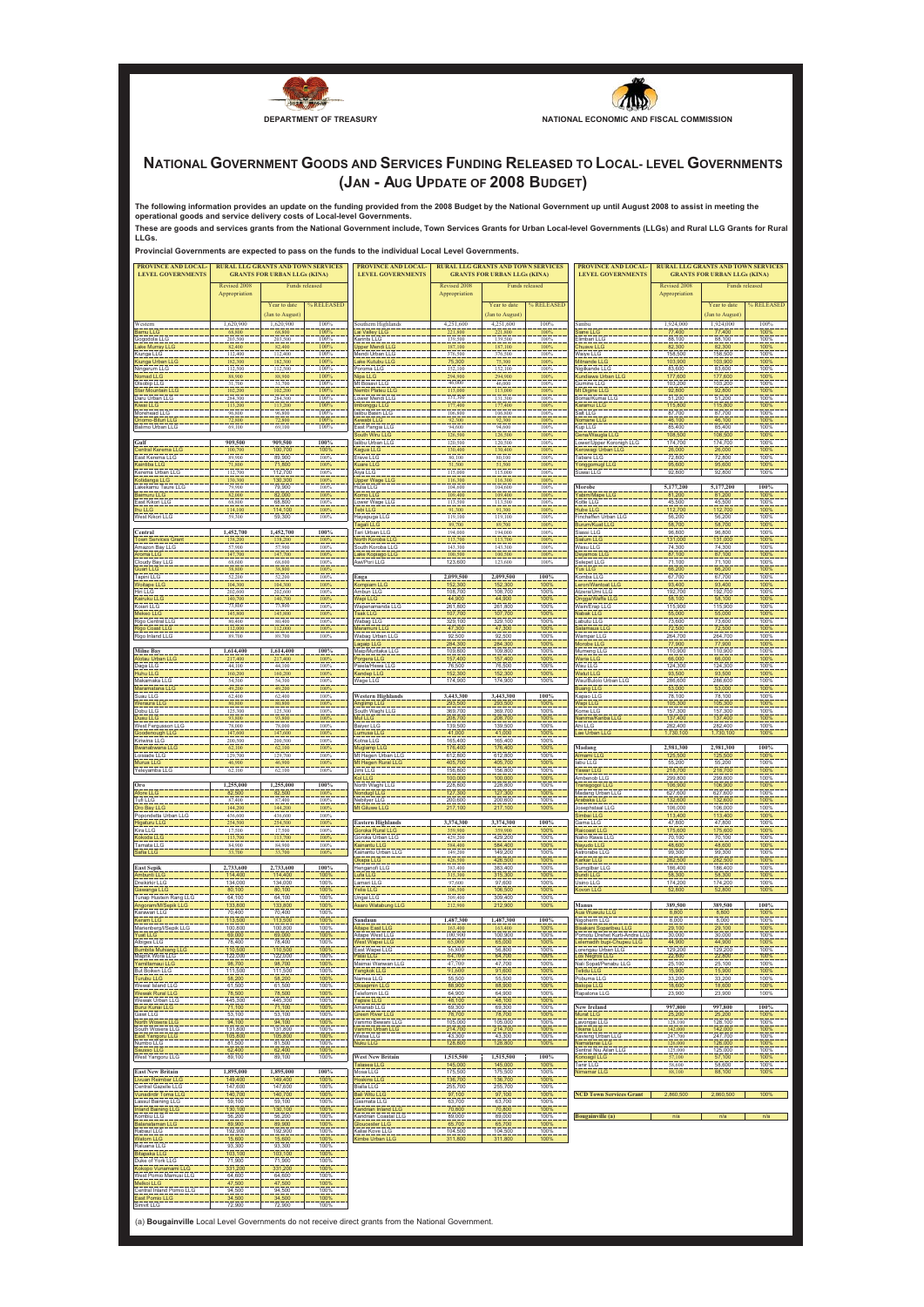# National Government Goods and Services Funding Released to Local-level Governments (Jan - Aug Update of 2008 Budget)

DEPARTMENT OF TREASURY

NATIONAL ECONOMIC AND FISCAL COMMISSION

**The following information provides an update on the funding provided from the 2008 Budget by the National Government up until August 2008 to assist in meeting the operational goods and service delivery costs of Local-level Governments.**

**These are goods and services grants from the National Government include, Town Services Grants for Urban Local-level Governments (LLGs) and Rural LLG Grants for Rural LLGs.**

**Provincial Governments are expected to pass on the funds to the individual Local Level Governments.**

| PROVINCE AND LOCAL-LEVEL GOVERNMENTS | RURAL LLG GRANTS AND TOWN SERVICES GRANTS FOR URBAN LLGs (KINA) | | |
|---|---|---|---|
| | Revised 2008 Appropriation | Funds released | |
| | | Year to date (Jan to August) | % RELEASED |
| Western | 1,620,900 | 1,620,900 | 100% |
| Bamu LLG | 68,800 | 68,800 | 100% |
| Gogodala LLG | 203,500 | 203,500 | 100% |
| Lake Murray LLG | 82,400 | 82,400 | 100% |
| Kiunga LLG | 112,600 | 112,600 | 100% |
| Kiunga Urban LLG | 182,500 | 182,500 | 100% |
| Ningerum LLG | 112,500 | 112,500 | 100% |
| Nomad LLG | 88,900 | 88,900 | 100% |
| Olsobip LLG | 31,700 | 31,700 | 100% |
| Star Mountain LLG | 102,200 | 102,200 | 100% |
| Daru Urban LLG | 284,500 | 284,500 | 100% |
| Kiwai LLG | 115,200 | 115,200 | 100% |
| Morehead LLG | 96,800 | 96,800 | 100% |
| Oriomo-Bituri LLG | 72,000 | 72,000 | 100% |
| Balimo Urban LLG | 69,100 | 69,100 | 100% |
| **Gulf** | **909,500** | **909,500** | **100%** |
| Central Kerema LLG | 100,700 | 100,700 | 100% |
| East Kerema LLG | 89,900 | 89,900 | 100% |
| Kaintiba LLG | 71,800 | 71,800 | 100% |
| Kerema Urban LLG | 112,700 | 112,700 | 100% |
| Kotidanga LLG | 130,300 | 130,300 | 100% |
| Lakekamu Taure LLG | 78,900 | 78,900 | 100% |
| Baimuru LLG | 82,000 | 82,000 | 100% |
| East Kikori LLG | 68,800 | 68,800 | 100% |
| Ihu LLG | 114,100 | 114,100 | 100% |
| West Kikori LLG | 59,300 | 59,300 | 100% |
| **Central** | **1,452,700** | **1,452,700** | **100%** |
| Town Services Grant | 138,200 | 138,200 | 100% |
| Amazon Bay LLG | 57,900 | 57,900 | 100% |
| Aroma LLG | 147,700 | 147,700 | 100% |
| Cloudy Bay LLG | 68,600 | 68,600 | 100% |
| Guari LLG | 58,800 | 58,800 | 100% |
| Tapini LLG | 52,200 | 52,200 | 100% |
| Woitape LLG | 104,300 | 104,300 | 100% |
| Hiri LLG | 202,600 | 202,600 | 100% |
| Kairuku LLG | 140,700 | 140,700 | 100% |
| Koiari LLG | 49,800 | 49,800 | 100% |
| Mekeo LLG | 145,800 | 145,800 | 100% |
| Rigo Central LLG | 80,400 | 80,400 | 100% |
| Rigo Coastal LLG | 112,000 | 112,000 | 100% |
| Rigo Inland LLG | 89,700 | 89,700 | 100% |
| **Milne Bay** | **1,614,400** | **1,614,400** | **100%** |
| Alotau Urban LLG | 237,400 | 237,400 | 100% |
| Daga LLG | 44,100 | 44,100 | 100% |
| Huhu LLG | 160,200 | 160,200 | 100% |
| Makamaka LLG | 54,700 | 54,700 | 100% |
| Maramatana LLG | 49,200 | 49,200 | 100% |
| Suau LLG | 62,400 | 62,400 | 100% |
| Weraura LLG | 40,800 | 40,800 | 100% |
| Dobu LLG | 125,300 | 125,300 | 100% |
| Duau LLG | 95,800 | 95,800 | 100% |
| West Fergusson LLG | 78,000 | 78,000 | 100% |
| Goodenough LLG | 147,600 | 147,600 | 100% |
| Kiriwina LLG | 206,500 | 206,500 | 100% |
| Bwanabwana LLG | 62,100 | 62,100 | 100% |
| Louisiade LLG | 129,700 | 129,700 | 100% |
| Murua LLG | 48,900 | 48,900 | 100% |
| Yeleyamba LLG | 62,100 | 62,100 | 100% |
| **Oro** | **1,255,000** | **1,255,000** | **100%** |
| Afore LLG | 92,500 | 92,500 | 100% |
| Tufi LLG | 87,400 | 87,400 | 100% |
| Oro Bay LLG | 144,200 | 144,200 | 100% |
| Popondetta Urban LLG | 416,600 | 416,600 | 100% |
| Higaturu LLG | 234,300 | 234,300 | 100% |
| Kira LLG | 17,500 | 17,500 | 100% |
| Kokoda LLG | 113,700 | 113,700 | 100% |
| Tamata LLG | 84,900 | 84,900 | 100% |
| Safia LLG | 53,700 | 53,700 | 100% |
| **East Sepik** | **2,733,600** | **2,733,600** | **100%** |
| Ambunti LLG | 114,400 | 114,400 | 100% |
| Dreikikir LLG | 134,000 | 134,000 | 100% |
| Gawanga LLG | 80,100 | 80,100 | 100% |
| Tunap Hustein Rang LLG | 64,100 | 64,100 | 100% |
| Angoram/Middle Sepik LLG | 133,800 | 133,800 | 100% |
| Karawari LLG | 70,400 | 70,400 | 100% |
| Keram LLG | 113,500 | 113,500 | 100% |
| Marienberg/Lower Sepik LLG | 100,800 | 100,800 | 100% |
| Yuat LLG | 68,500 | 68,500 | 100% |
| Albiges LLG | 78,400 | 78,400 | 100% |
| Bumbita Muhiang LLG | 110,500 | 110,500 | 100% |
| Maprik Wora LLG | 123,600 | 123,600 | 100% |
| Yamil/Tamaui LLG | 96,700 | 96,700 | 100% |
| But Boiken LLG | 111,300 | 111,300 | 100% |
| Turubu LLG | 58,200 | 58,200 | 100% |
| Wewak Island LLG | 61,500 | 61,500 | 100% |
| Wewak Rural LLG | 78,500 | 78,500 | 100% |
| Wewak Urban LLG | 445,300 | 445,300 | 100% |
| Burui Kunai LLG | 71,100 | 71,100 | 100% |
| Gawi LLG | 53,100 | 53,100 | 100% |
| North Wosera LLG | 94,700 | 94,700 | 100% |
| South Wosera LLG | 131,800 | 131,800 | 100% |
| East Yangoru LLG | 105,800 | 105,800 | 100% |
| Numbo LLG | 81,500 | 81,500 | 100% |
| Sausso LLG | 62,400 | 62,400 | 100% |
| West Yangoru LLG | 89,100 | 89,100 | 100% |
| **East New Britain** | **1,895,000** | **1,895,000** | **100%** |
| Livuan Reimber LLG | 149,400 | 149,400 | 100% |
| Central Gazelle LLG | 147,600 | 147,600 | 100% |
| Vunadidir Toma LLG | 140,700 | 140,700 | 100% |
| Lassul Baining LLG | 69,100 | 69,100 | 100% |
| Inland Baining LLG | 130,100 | 130,100 | 100% |
| Kombiu LLG | 56,200 | 56,200 | 100% |
| Balanataman LLG | 89,900 | 89,900 | 100% |
| Rabaul LLG | 192,900 | 192,900 | 100% |
| Watom LLG | 15,600 | 15,600 | 100% |
| Raluana LLG | 93,300 | 93,300 | 100% |
| Bitapaka LLG | 103,100 | 103,100 | 100% |
| Duke of York LLG | 71,900 | 71,900 | 100% |
| Kokopo Vunamami LLG | 331,200 | 331,200 | 100% |
| West Pomio Mamusi LLG | 64,600 | 64,600 | 100% |
| Melkoi LLG | 47,500 | 47,500 | 100% |
| Central Inland Pomio LLG | 34,500 | 34,500 | 100% |
| East Pomio LLG | 34,500 | 34,500 | 100% |
| Sinivit LLG | 72,900 | 72,900 | 100% |

| PROVINCE AND LOCAL-LEVEL GOVERNMENTS | RURAL LLG GRANTS AND TOWN SERVICES GRANTS FOR URBAN LLGs (KINA) | | |
|---|---|---|---|
| | Revised 2008 Appropriation | Funds released | |
| | | Year to date (Jan to August) | % RELEASED |
| Southern Highlands | 4,251,600 | 4,251,600 | 100% |
| Lai Valley LLG | 221,800 | 221,800 | 100% |
| Kerenis LLG | 139,500 | 139,500 | 100% |
| Upper Mendi LLG | 187,100 | 187,100 | 100% |
| Mendi Urban LLG | 126,500 | 126,500 | 100% |
| Lake Kutubu LLG | 75,300 | 75,300 | 100% |
| Poroma LLG | 152,100 | 152,100 | 100% |
| Nipa LLG | 204,000 | 204,000 | 100% |
| Mt Bosavi LLG | 40,000 | 40,000 | 100% |
| Nembi Plateau LLG | 115,000 | 115,000 | 100% |
| Lower Mendi LLG | 119,400 | 119,400 | 100% |
| Imbonggu LLG | 177,400 | 177,400 | 100% |
| Ialibu Basin LLG | 106,800 | 106,800 | 100% |
| Kewabi LLG | 92,500 | 92,500 | 100% |
| East Pangia LLG | 94,800 | 94,800 | 100% |
| South Wiru LLG | 120,500 | 120,500 | 100% |
| Ialibu Urban LLG | 120,500 | 120,500 | 100% |
| Kagua LLG | 130,400 | 130,400 | 100% |
| Erave LLG | 80,100 | 80,100 | 100% |
| Kuare LLG | 51,500 | 51,500 | 100% |
| Aiya LLG | 115,000 | 115,000 | 100% |
| Upper Wage LLG | 110,300 | 110,300 | 100% |
| Hulia LLG | 104,600 | 104,600 | 100% |
| Komo LLG | 109,400 | 109,400 | 100% |
| Lower Wage LLG | 115,500 | 115,500 | 100% |
| Tebi LLG | 91,800 | 91,800 | 100% |
| Hayapuga LLG | 119,100 | 119,100 | 100% |
| Tagali LLG | 50,700 | 50,700 | 100% |
| Tari Urban LLG | 194,000 | 194,000 | 100% |
| North Koroba LLG | 113,700 | 113,700 | 100% |
| South Koroba LLG | 143,300 | 143,300 | 100% |
| Lake Kopiago LLG | 100,500 | 100,500 | 100% |
| Awi/Pori LLG | 123,600 | 123,600 | 100% |
| **Enga** | **2,099,500** | **2,099,500** | **100%** |
| Kompiam LLG | 152,300 | 152,300 | 100% |
| Ambum LLG | 109,700 | 109,700 | 100% |
| Wapi LLG | 44,900 | 44,900 | 100% |
| Wapenamanda LLG | 261,800 | 261,800 | 100% |
| Tsak LLG | 107,700 | 107,700 | 100% |
| Wabag LLG | 329,500 | 329,500 | 100% |
| Maramuni LLG | 47,300 | 47,300 | 100% |
| Wabag Urban LLG | 92,500 | 92,500 | 100% |
| Lagaip LLG | 284,300 | 284,300 | 100% |
| Maip/Muritaka LLG | 109,800 | 109,800 | 100% |
| Porgera LLG | 167,400 | 167,400 | 100% |
| Paiela/Hewa LLG | 76,500 | 76,500 | 100% |
| Kandep LLG | 152,300 | 152,300 | 100% |
| Wage LLG | 174,900 | 174,900 | 100% |
| **Western Highlands** | **3,443,300** | **3,443,300** | **100%** |
| Anglimp LLG | 255,500 | 255,500 | 100% |
| South Waghi LLG | 369,700 | 369,700 | 100% |
| Mul LLG | 208,700 | 208,700 | 100% |
| Baiyer LLG | 139,500 | 139,500 | 100% |
| Lumusa LLG | 41,000 | 41,000 | 100% |
| Kotna LLG | 165,400 | 165,400 | 100% |
| Mugamp LLG | 176,400 | 176,400 | 100% |
| Mt Hagen Urban LLG | 612,900 | 612,900 | 100% |
| Mt Hagen Rural LLG | 405,700 | 405,700 | 100% |
| Jimi LLG | 156,800 | 156,800 | 100% |
| Kol LLG | 100,000 | 100,000 | 100% |
| North Waghi LLG | 226,600 | 226,600 | 100% |
| Nondugl LLG | 127,300 | 127,300 | 100% |
| Nebilyer LLG | 200,600 | 200,600 | 100% |
| Mt Giluwe LLG | 217,100 | 217,100 | 100% |
| **Eastern Highlands** | **3,374,300** | **3,374,300** | **100%** |
| Goroka Rural LLG | 359,900 | 359,900 | 100% |
| Goroka Urban LLG | 429,200 | 429,200 | 100% |
| Kainantu LLG | 584,400 | 584,400 | 100% |
| Kainantu Urban LLG | 149,200 | 149,200 | 100% |
| Obura LLG | 420,500 | 420,500 | 100% |
| Henganofi LLG | 383,400 | 383,400 | 100% |
| Lufa LLG | 315,300 | 315,300 | 100% |
| Lamari LLG | 97,600 | 97,600 | 100% |
| Yelia LLG | 106,500 | 106,500 | 100% |
| Ungai LLG | 309,400 | 309,400 | 100% |
| Asaro Watabung LLG | 212,900 | 212,900 | 100% |
| **Sandaun** | **1,487,300** | **1,487,300** | **100%** |
| Aitape East LLG | 163,400 | 163,400 | 100% |
| Aitape West LLG | 100,900 | 100,900 | 100% |
| West Wapei LLG | 65,000 | 65,000 | 100% |
| East Wapei LLG | 56,800 | 56,800 | 100% |
| Palai LLG | 64,700 | 64,700 | 100% |
| Maimai Wanwan LLG | 47,700 | 47,700 | 100% |
| Yangkok LLG | 91,600 | 91,600 | 100% |
| Namea LLG | 55,500 | 55,500 | 100% |
| Oksapmin LLG | 86,900 | 86,900 | 100% |
| Telefomin LLG | 64,900 | 64,900 | 100% |
| Yapsie LLG | 46,100 | 46,100 | 100% |
| Amanab LLG | 69,300 | 69,300 | 100% |
| Green River LLG | 78,700 | 78,700 | 100% |
| Vanimo Bewani LLG | 105,000 | 105,000 | 100% |
| Vanimo Urban LLG | 214,700 | 214,700 | 100% |
| Walsa LLG | 43,300 | 43,300 | 100% |
| Nuku LLG | 128,800 | 128,800 | 100% |
| **West New Britain** | **1,515,500** | **1,515,500** | **100%** |
| Talasea LLG | 145,000 | 145,000 | 100% |
| Mosa LLG | 175,500 | 175,500 | 100% |
| Hoskins LLG | 136,700 | 136,700 | 100% |
| Bialla LLG | 255,700 | 255,700 | 100% |
| Bali-Witu LLG | 97,100 | 97,100 | 100% |
| Gasmata LLG | 63,700 | 63,700 | 100% |
| Kandrian Inland LLG | 70,600 | 70,600 | 100% |
| Kandrian Coastal LLG | 69,000 | 69,000 | 100% |
| Gloucester LLG | 65,700 | 65,700 | 100% |
| Kove Kaliai LLG | 104,500 | 104,500 | 100% |
| Kimbe Urban LLG | 311,800 | 311,800 | 100% |

| PROVINCE AND LOCAL-LEVEL GOVERNMENTS | RURAL LLG GRANTS AND TOWN SERVICES GRANTS FOR URBAN LLGs (KINA) | | |
|---|---|---|---|
| | Revised 2008 Appropriation | Funds released | |
| | | Year to date (Jan to August) | % RELEASED |
| Simbu | 1,924,000 | 1,924,000 | 100% |
| Siane LLG | 77,400 | 77,400 | 100% |
| Elimbari LLG | 66,100 | 66,100 | 100% |
| Chuave LLG | 82,300 | 82,300 | 100% |
| Waiye LLG | 136,500 | 136,500 | 100% |
| Mitnande LLG | 103,900 | 103,900 | 100% |
| Niglkande LLG | 83,600 | 83,600 | 100% |
| Kundiawa Urban LLG | 177,600 | 177,600 | 100% |
| Gumine LLG | 103,200 | 103,200 | 100% |
| Mt Digine LLG | 92,600 | 92,600 | 100% |
| Bomai/Gumai LLG | 61,200 | 61,200 | 100% |
| Karimui LLG | 115,800 | 115,800 | 100% |
| Salt LLG | 67,700 | 67,700 | 100% |
| Nomane LLG | 46,100 | 46,100 | 100% |
| Kup LLG | 45,400 | 45,400 | 100% |
| Gena/Waugla LLG | 108,500 | 108,500 | 100% |
| Lower/Upper Koronigl LLG | 174,700 | 174,700 | 100% |
| Kerowagi Urban LLG | 26,000 | 26,000 | 100% |
| Tabare LLG | 72,800 | 72,800 | 100% |
| Yongomugl LLG | 95,600 | 95,600 | 100% |
| Suwai LLG | 92,800 | 92,800 | 100% |
| **Morobe** | **5,177,200** | **5,177,200** | **100%** |
| Yabim/Mape LLG | 81,200 | 81,200 | 100% |
| Kotte LLG | 45,500 | 45,500 | 100% |
| Hube LLG | 112,700 | 112,700 | 100% |
| Finchaffen Urban LLG | 56,200 | 56,200 | 100% |
| Burum/Kuat LLG | 56,700 | 56,700 | 100% |
| Siassi LLG | 96,800 | 96,800 | 100% |
| Sialum LLG | 131,000 | 131,000 | 100% |
| Wasu LLG | 74,300 | 74,300 | 100% |
| Deyamos LLG | 87,100 | 87,100 | 100% |
| Selepet LLG | 71,100 | 71,100 | 100% |
| Yus LLG | 66,200 | 66,200 | 100% |
| Kombe LLG | 67,700 | 67,700 | 100% |
| Leron/Wantoat LLG | 89,400 | 89,400 | 100% |
| Umi/Atzera LLG | 192,700 | 192,700 | 100% |
| Onga/Waffa LLG | 58,100 | 58,100 | 100% |
| Wain/Erap LLG | 115,300 | 115,300 | 100% |
| Nabak LLG | 55,000 | 55,000 | 100% |
| Labuta LLG | 73,600 | 73,600 | 100% |
| Salamaua LLG | 72,500 | 72,500 | 100% |
| Wampar LLG | 264,700 | 264,700 | 100% |
| Morobe LLG | 77,900 | 77,900 | 100% |
| Mumeng LLG | 110,900 | 110,900 | 100% |
| Waria LLG | 88,000 | 88,000 | 100% |
| Wau LLG | 124,300 | 124,300 | 100% |
| Watut LLG | 93,500 | 93,500 | 100% |
| Wau/Bulolo Urban LLG | 286,600 | 286,600 | 100% |
| Buang LLG | 53,000 | 53,000 | 100% |
| Kapao LLG | 78,100 | 78,100 | 100% |
| Wapi LLG | 105,300 | 105,300 | 100% |
| Kome LLG | 157,300 | 157,300 | 100% |
| Nanima/Kariba LLG | 137,400 | 137,400 | 100% |
| Ahi LLG | 282,400 | 282,400 | 100% |
| Lae Urban LLG | 1,730,100 | 1,730,100 | 100% |
| **Madang** | **2,981,300** | **2,981,300** | **100%** |
| Almami LLG | 125,000 | 125,000 | 100% |
| Iabu LLG | 55,200 | 55,200 | 100% |
| Yawar LLG | 218,700 | 218,700 | 100% |
| Ambenob LLG | 299,800 | 299,800 | 100% |
| Transgogol LLG | 106,900 | 106,900 | 100% |
| Madang Urban LLG | 627,900 | 627,900 | 100% |
| Arabaka LLG | 132,800 | 132,800 | 100% |
| Josephstaal LLG | 106,000 | 106,000 | 100% |
| Simbai LLG | 113,400 | 113,400 | 100% |
| Gama LLG | 47,800 | 47,800 | 100% |
| Raicoast LLG | 175,600 | 175,600 | 100% |
| Naho Rawa LLG | 70,100 | 70,100 | 100% |
| Nayudo LLG | 48,600 | 48,600 | 100% |
| Astrolabe LLG | 99,300 | 99,300 | 100% |
| Karkar LLG | 282,500 | 282,500 | 100% |
| Sumgilbar LLG | 186,400 | 186,400 | 100% |
| Bundi LLG | 58,300 | 58,300 | 100% |
| Usino LLG | 174,200 | 174,200 | 100% |
| Kovon LLG | 52,600 | 52,600 | 100% |
| **Manus** | **389,500** | **389,500** | **100%** |
| Aua Wuvulu LLG | 8,800 | 8,800 | 100% |
| Nigoherm LLG | 8,500 | 8,500 | 100% |
| Bisakani Soparibeu LLG | 29,100 | 29,100 | 100% |
| Pomutu Drehet Kurti-Andra LLG | 30,000 | 30,000 | 100% |
| Lelemadih bupi-Chupeu LLG | 44,900 | 44,900 | 100% |
| Lorengau Urban LLG | 129,200 | 129,200 | 100% |
| Los Negros LLG | 23,900 | 23,900 | 100% |
| Nali Sopat/Penabu LLG | 25,100 | 25,100 | 100% |
| Tetidu LLG | 15,900 | 15,900 | 100% |
| Pobuma LLG | 33,200 | 33,200 | 100% |
| Balopa LLG | 18,600 | 18,600 | 100% |
| Rapatona LLG | 23,900 | 23,900 | 100% |
| **New Ireland** | **997,800** | **997,800** | **100%** |
| Murat LLG | 25,200 | 25,200 | 100% |
| Lavongai LLG | 128,100 | 128,100 | 100% |
| Tikana LLG | 142,000 | 142,000 | 100% |
| Kavieng Urban LLG | 247,700 | 247,700 | 100% |
| Namatanai LLG | 126,000 | 126,000 | 100% |
| Central Nui Ailan LLG | 125,000 | 125,000 | 100% |
| Konoagil LLG | 57,100 | 57,100 | 100% |
| Tanir LLG | 58,600 | 58,600 | 100% |
| Nimamar LLG | 88,100 | 88,100 | 100% |
| **NCD Town Services Grant** | **2,860,500** | **2,860,500** | **100%** |
| **Bougainville (a)** | **n/a** | **n/a** | **n/a** |

(a) **Bougainville** Local Level Governments do not receive direct grants from the National Government.